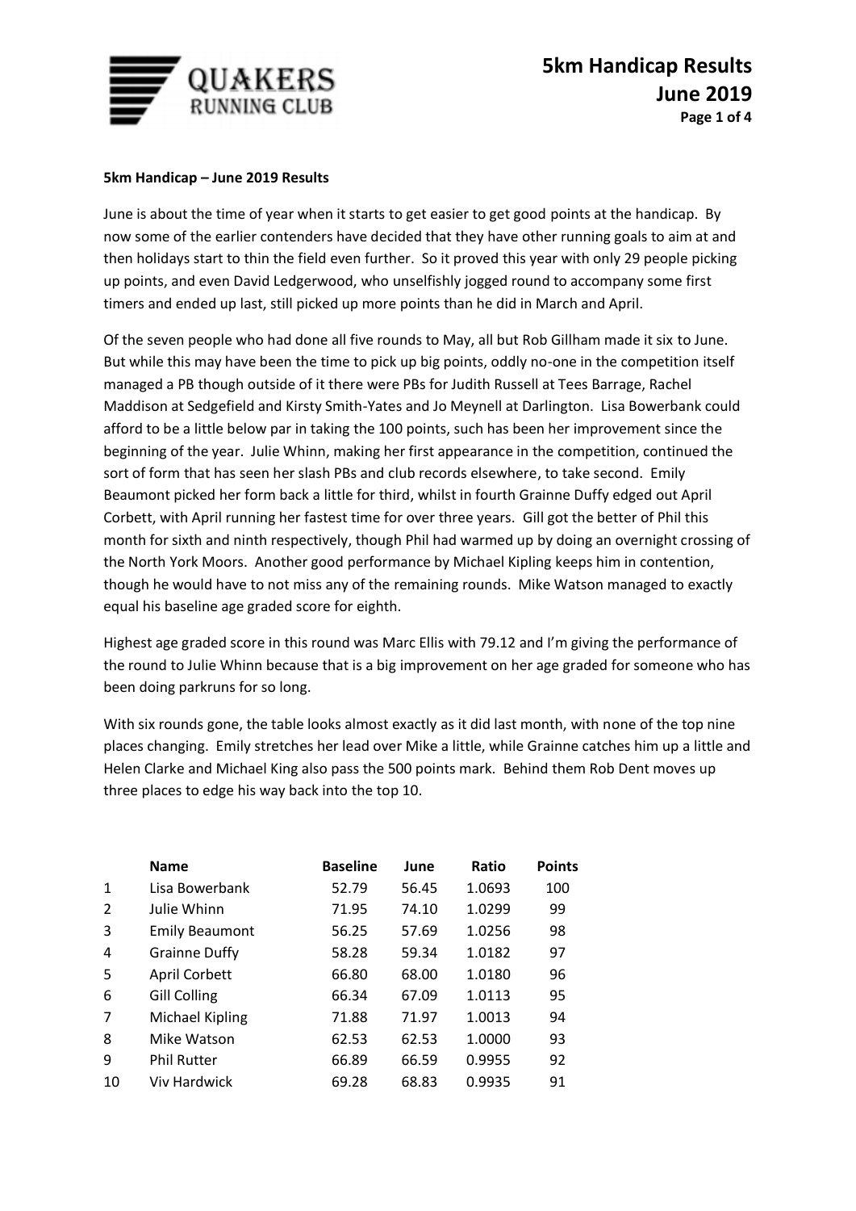# 5km Handicap Results June 2019

**5km Handicap – June 2019 Results**

June is about the time of year when it starts to get easier to get good points at the handicap. By now some of the earlier contenders have decided that they have other running goals to aim at and then holidays start to thin the field even further. So it proved this year with only 29 people picking up points, and even David Ledgerwood, who unselfishly jogged round to accompany some first timers and ended up last, still picked up more points than he did in March and April.

Of the seven people who had done all five rounds to May, all but Rob Gillham made it six to June. But while this may have been the time to pick up big points, oddly no-one in the competition itself managed a PB though outside of it there were PBs for Judith Russell at Tees Barrage, Rachel Maddison at Sedgefield and Kirsty Smith-Yates and Jo Meynell at Darlington. Lisa Bowerbank could afford to be a little below par in taking the 100 points, such has been her improvement since the beginning of the year. Julie Whinn, making her first appearance in the competition, continued the sort of form that has seen her slash PBs and club records elsewhere, to take second. Emily Beaumont picked her form back a little for third, whilst in fourth Grainne Duffy edged out April Corbett, with April running her fastest time for over three years. Gill got the better of Phil this month for sixth and ninth respectively, though Phil had warmed up by doing an overnight crossing of the North York Moors. Another good performance by Michael Kipling keeps him in contention, though he would have to not miss any of the remaining rounds. Mike Watson managed to exactly equal his baseline age graded score for eighth.

Highest age graded score in this round was Marc Ellis with 79.12 and I'm giving the performance of the round to Julie Whinn because that is a big improvement on her age graded for someone who has been doing parkruns for so long.

With six rounds gone, the table looks almost exactly as it did last month, with none of the top nine places changing. Emily stretches her lead over Mike a little, while Grainne catches him up a little and Helen Clarke and Michael King also pass the 500 points mark. Behind them Rob Dent moves up three places to edge his way back into the top 10.

| | Name | Baseline | June | Ratio | Points |
|---|---|---|---|---|---|
| 1 | Lisa Bowerbank | 52.79 | 56.45 | 1.0693 | 100 |
| 2 | Julie Whinn | 71.95 | 74.10 | 1.0299 | 99 |
| 3 | Emily Beaumont | 56.25 | 57.69 | 1.0256 | 98 |
| 4 | Grainne Duffy | 58.28 | 59.34 | 1.0182 | 97 |
| 5 | April Corbett | 66.80 | 68.00 | 1.0180 | 96 |
| 6 | Gill Colling | 66.34 | 67.09 | 1.0113 | 95 |
| 7 | Michael Kipling | 71.88 | 71.97 | 1.0013 | 94 |
| 8 | Mike Watson | 62.53 | 62.53 | 1.0000 | 93 |
| 9 | Phil Rutter | 66.89 | 66.59 | 0.9955 | 92 |
| 10 | Viv Hardwick | 69.28 | 68.83 | 0.9935 | 91 |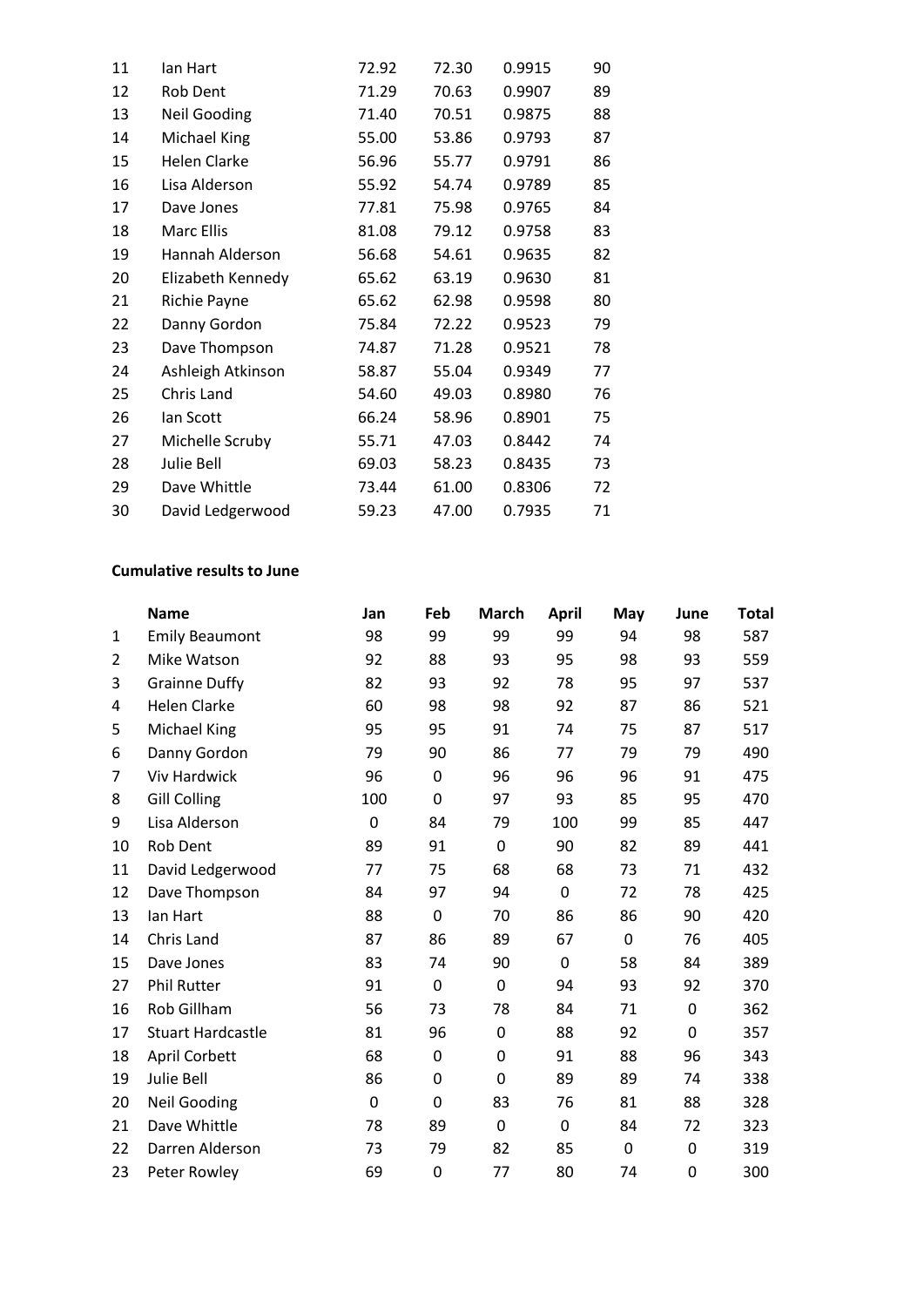| | | | | | |
|---|---|---|---|---|---|
| 11 | Ian Hart | 72.92 | 72.30 | 0.9915 | 90 |
| 12 | Rob Dent | 71.29 | 70.63 | 0.9907 | 89 |
| 13 | Neil Gooding | 71.40 | 70.51 | 0.9875 | 88 |
| 14 | Michael King | 55.00 | 53.86 | 0.9793 | 87 |
| 15 | Helen Clarke | 56.96 | 55.77 | 0.9791 | 86 |
| 16 | Lisa Alderson | 55.92 | 54.74 | 0.9789 | 85 |
| 17 | Dave Jones | 77.81 | 75.98 | 0.9765 | 84 |
| 18 | Marc Ellis | 81.08 | 79.12 | 0.9758 | 83 |
| 19 | Hannah Alderson | 56.68 | 54.61 | 0.9635 | 82 |
| 20 | Elizabeth Kennedy | 65.62 | 63.19 | 0.9630 | 81 |
| 21 | Richie Payne | 65.62 | 62.98 | 0.9598 | 80 |
| 22 | Danny Gordon | 75.84 | 72.22 | 0.9523 | 79 |
| 23 | Dave Thompson | 74.87 | 71.28 | 0.9521 | 78 |
| 24 | Ashleigh Atkinson | 58.87 | 55.04 | 0.9349 | 77 |
| 25 | Chris Land | 54.60 | 49.03 | 0.8980 | 76 |
| 26 | Ian Scott | 66.24 | 58.96 | 0.8901 | 75 |
| 27 | Michelle Scruby | 55.71 | 47.03 | 0.8442 | 74 |
| 28 | Julie Bell | 69.03 | 58.23 | 0.8435 | 73 |
| 29 | Dave Whittle | 73.44 | 61.00 | 0.8306 | 72 |
| 30 | David Ledgerwood | 59.23 | 47.00 | 0.7935 | 71 |

**Cumulative results to June**

| | Name | Jan | Feb | March | April | May | June | Total |
|---|---|---|---|---|---|---|---|---|
| 1 | Emily Beaumont | 98 | 99 | 99 | 99 | 94 | 98 | 587 |
| 2 | Mike Watson | 92 | 88 | 93 | 95 | 98 | 93 | 559 |
| 3 | Grainne Duffy | 82 | 93 | 92 | 78 | 95 | 97 | 537 |
| 4 | Helen Clarke | 60 | 98 | 98 | 92 | 87 | 86 | 521 |
| 5 | Michael King | 95 | 95 | 91 | 74 | 75 | 87 | 517 |
| 6 | Danny Gordon | 79 | 90 | 86 | 77 | 79 | 79 | 490 |
| 7 | Viv Hardwick | 96 | 0 | 96 | 96 | 96 | 91 | 475 |
| 8 | Gill Colling | 100 | 0 | 97 | 93 | 85 | 95 | 470 |
| 9 | Lisa Alderson | 0 | 84 | 79 | 100 | 99 | 85 | 447 |
| 10 | Rob Dent | 89 | 91 | 0 | 90 | 82 | 89 | 441 |
| 11 | David Ledgerwood | 77 | 75 | 68 | 68 | 73 | 71 | 432 |
| 12 | Dave Thompson | 84 | 97 | 94 | 0 | 72 | 78 | 425 |
| 13 | Ian Hart | 88 | 0 | 70 | 86 | 86 | 90 | 420 |
| 14 | Chris Land | 87 | 86 | 89 | 67 | 0 | 76 | 405 |
| 15 | Dave Jones | 83 | 74 | 90 | 0 | 58 | 84 | 389 |
| 27 | Phil Rutter | 91 | 0 | 0 | 94 | 93 | 92 | 370 |
| 16 | Rob Gillham | 56 | 73 | 78 | 84 | 71 | 0 | 362 |
| 17 | Stuart Hardcastle | 81 | 96 | 0 | 88 | 92 | 0 | 357 |
| 18 | April Corbett | 68 | 0 | 0 | 91 | 88 | 96 | 343 |
| 19 | Julie Bell | 86 | 0 | 0 | 89 | 89 | 74 | 338 |
| 20 | Neil Gooding | 0 | 0 | 83 | 76 | 81 | 88 | 328 |
| 21 | Dave Whittle | 78 | 89 | 0 | 0 | 84 | 72 | 323 |
| 22 | Darren Alderson | 73 | 79 | 82 | 85 | 0 | 0 | 319 |
| 23 | Peter Rowley | 69 | 0 | 77 | 80 | 74 | 0 | 300 |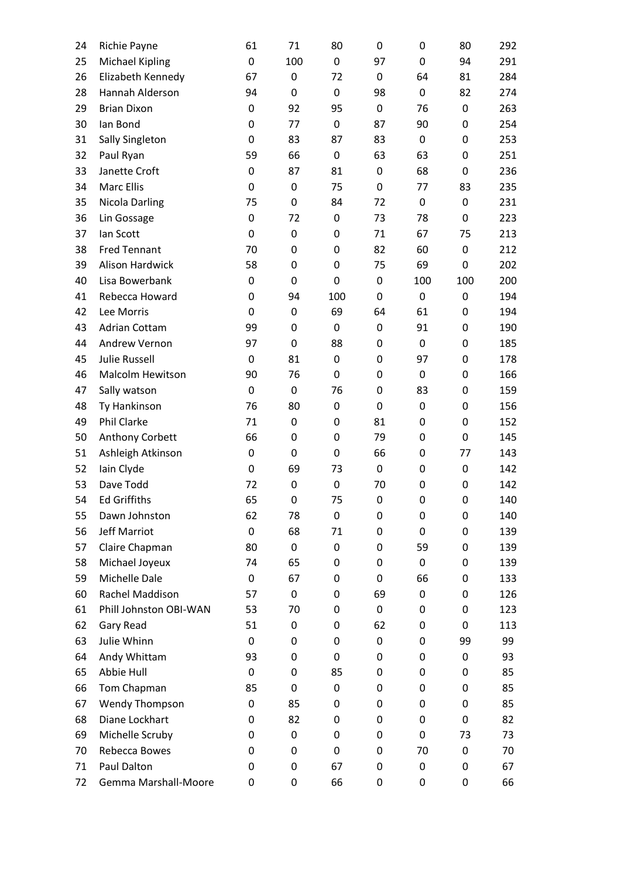| | | | | | | | | |
|---|---|---|---|---|---|---|---|---|
| 24 | Richie Payne | 61 | 71 | 80 | 0 | 0 | 80 | 292 |
| 25 | Michael Kipling | 0 | 100 | 0 | 97 | 0 | 94 | 291 |
| 26 | Elizabeth Kennedy | 67 | 0 | 72 | 0 | 64 | 81 | 284 |
| 28 | Hannah Alderson | 94 | 0 | 0 | 98 | 0 | 82 | 274 |
| 29 | Brian Dixon | 0 | 92 | 95 | 0 | 76 | 0 | 263 |
| 30 | Ian Bond | 0 | 77 | 0 | 87 | 90 | 0 | 254 |
| 31 | Sally Singleton | 0 | 83 | 87 | 83 | 0 | 0 | 253 |
| 32 | Paul Ryan | 59 | 66 | 0 | 63 | 63 | 0 | 251 |
| 33 | Janette Croft | 0 | 87 | 81 | 0 | 68 | 0 | 236 |
| 34 | Marc Ellis | 0 | 0 | 75 | 0 | 77 | 83 | 235 |
| 35 | Nicola Darling | 75 | 0 | 84 | 72 | 0 | 0 | 231 |
| 36 | Lin Gossage | 0 | 72 | 0 | 73 | 78 | 0 | 223 |
| 37 | Ian Scott | 0 | 0 | 0 | 71 | 67 | 75 | 213 |
| 38 | Fred Tennant | 70 | 0 | 0 | 82 | 60 | 0 | 212 |
| 39 | Alison Hardwick | 58 | 0 | 0 | 75 | 69 | 0 | 202 |
| 40 | Lisa Bowerbank | 0 | 0 | 0 | 0 | 100 | 100 | 200 |
| 41 | Rebecca Howard | 0 | 94 | 100 | 0 | 0 | 0 | 194 |
| 42 | Lee Morris | 0 | 0 | 69 | 64 | 61 | 0 | 194 |
| 43 | Adrian Cottam | 99 | 0 | 0 | 0 | 91 | 0 | 190 |
| 44 | Andrew Vernon | 97 | 0 | 88 | 0 | 0 | 0 | 185 |
| 45 | Julie Russell | 0 | 81 | 0 | 0 | 97 | 0 | 178 |
| 46 | Malcolm Hewitson | 90 | 76 | 0 | 0 | 0 | 0 | 166 |
| 47 | Sally watson | 0 | 0 | 76 | 0 | 83 | 0 | 159 |
| 48 | Ty Hankinson | 76 | 80 | 0 | 0 | 0 | 0 | 156 |
| 49 | Phil Clarke | 71 | 0 | 0 | 81 | 0 | 0 | 152 |
| 50 | Anthony Corbett | 66 | 0 | 0 | 79 | 0 | 0 | 145 |
| 51 | Ashleigh Atkinson | 0 | 0 | 0 | 66 | 0 | 77 | 143 |
| 52 | Iain Clyde | 0 | 69 | 73 | 0 | 0 | 0 | 142 |
| 53 | Dave Todd | 72 | 0 | 0 | 70 | 0 | 0 | 142 |
| 54 | Ed Griffiths | 65 | 0 | 75 | 0 | 0 | 0 | 140 |
| 55 | Dawn Johnston | 62 | 78 | 0 | 0 | 0 | 0 | 140 |
| 56 | Jeff Marriot | 0 | 68 | 71 | 0 | 0 | 0 | 139 |
| 57 | Claire Chapman | 80 | 0 | 0 | 0 | 59 | 0 | 139 |
| 58 | Michael Joyeux | 74 | 65 | 0 | 0 | 0 | 0 | 139 |
| 59 | Michelle Dale | 0 | 67 | 0 | 0 | 66 | 0 | 133 |
| 60 | Rachel Maddison | 57 | 0 | 0 | 69 | 0 | 0 | 126 |
| 61 | Phill Johnston OBI-WAN | 53 | 70 | 0 | 0 | 0 | 0 | 123 |
| 62 | Gary Read | 51 | 0 | 0 | 62 | 0 | 0 | 113 |
| 63 | Julie Whinn | 0 | 0 | 0 | 0 | 0 | 99 | 99 |
| 64 | Andy Whittam | 93 | 0 | 0 | 0 | 0 | 0 | 93 |
| 65 | Abbie Hull | 0 | 0 | 85 | 0 | 0 | 0 | 85 |
| 66 | Tom Chapman | 85 | 0 | 0 | 0 | 0 | 0 | 85 |
| 67 | Wendy Thompson | 0 | 85 | 0 | 0 | 0 | 0 | 85 |
| 68 | Diane Lockhart | 0 | 82 | 0 | 0 | 0 | 0 | 82 |
| 69 | Michelle Scruby | 0 | 0 | 0 | 0 | 0 | 73 | 73 |
| 70 | Rebecca Bowes | 0 | 0 | 0 | 0 | 70 | 0 | 70 |
| 71 | Paul Dalton | 0 | 0 | 67 | 0 | 0 | 0 | 67 |
| 72 | Gemma Marshall-Moore | 0 | 0 | 66 | 0 | 0 | 0 | 66 |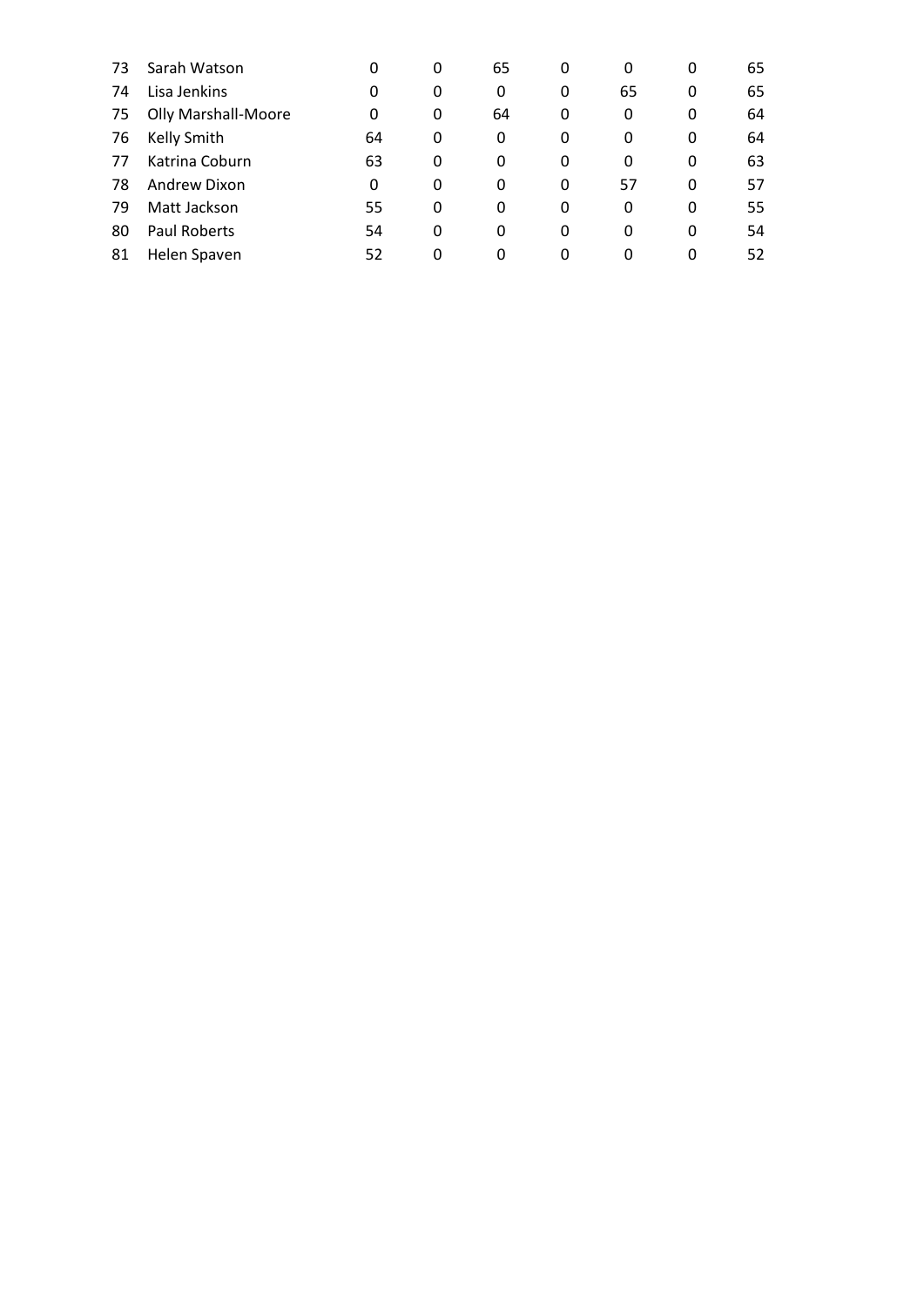| | | | | | | | | |
|---|---|---|---|---|---|---|---|---|
| 73 | Sarah Watson | 0 | 0 | 65 | 0 | 0 | 0 | 65 |
| 74 | Lisa Jenkins | 0 | 0 | 0 | 0 | 65 | 0 | 65 |
| 75 | Olly Marshall-Moore | 0 | 0 | 64 | 0 | 0 | 0 | 64 |
| 76 | Kelly Smith | 64 | 0 | 0 | 0 | 0 | 0 | 64 |
| 77 | Katrina Coburn | 63 | 0 | 0 | 0 | 0 | 0 | 63 |
| 78 | Andrew Dixon | 0 | 0 | 0 | 0 | 57 | 0 | 57 |
| 79 | Matt Jackson | 55 | 0 | 0 | 0 | 0 | 0 | 55 |
| 80 | Paul Roberts | 54 | 0 | 0 | 0 | 0 | 0 | 54 |
| 81 | Helen Spaven | 52 | 0 | 0 | 0 | 0 | 0 | 52 |